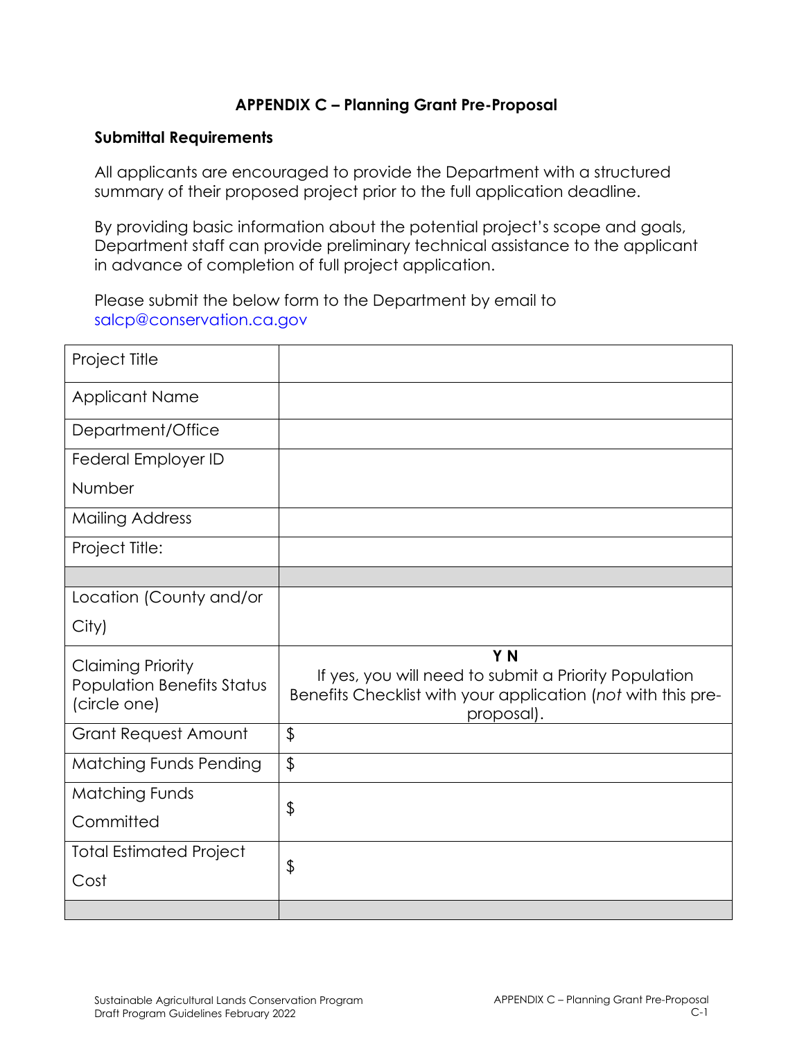## APPENDIX C – Planning Grant Pre-Proposal

### Submittal Requirements

All applicants are encouraged to provide the Department with a structured summary of their proposed project prior to the full application deadline.

By providing basic information about the potential project's scope and goals, Department staff can provide preliminary technical assistance to the applicant in advance of completion of full project application.

Please submit the below form to the Department by email to salcp@conservation.ca.gov

| Project Title | |
|---|---|
| Applicant Name | |
| Department/Office | |
| Federal Employer ID Number | |
| Mailing Address | |
| Project Title: | |
| | |
| Location (County and/or City) | |
| Claiming Priority Population Benefits Status (circle one) | **Y N**<br>If yes, you will need to submit a Priority Population Benefits Checklist with your application (*not* with this pre-proposal). |
| Grant Request Amount | $ |
| Matching Funds Pending | $ |
| Matching Funds Committed | $ |
| Total Estimated Project Cost | $ |
| | |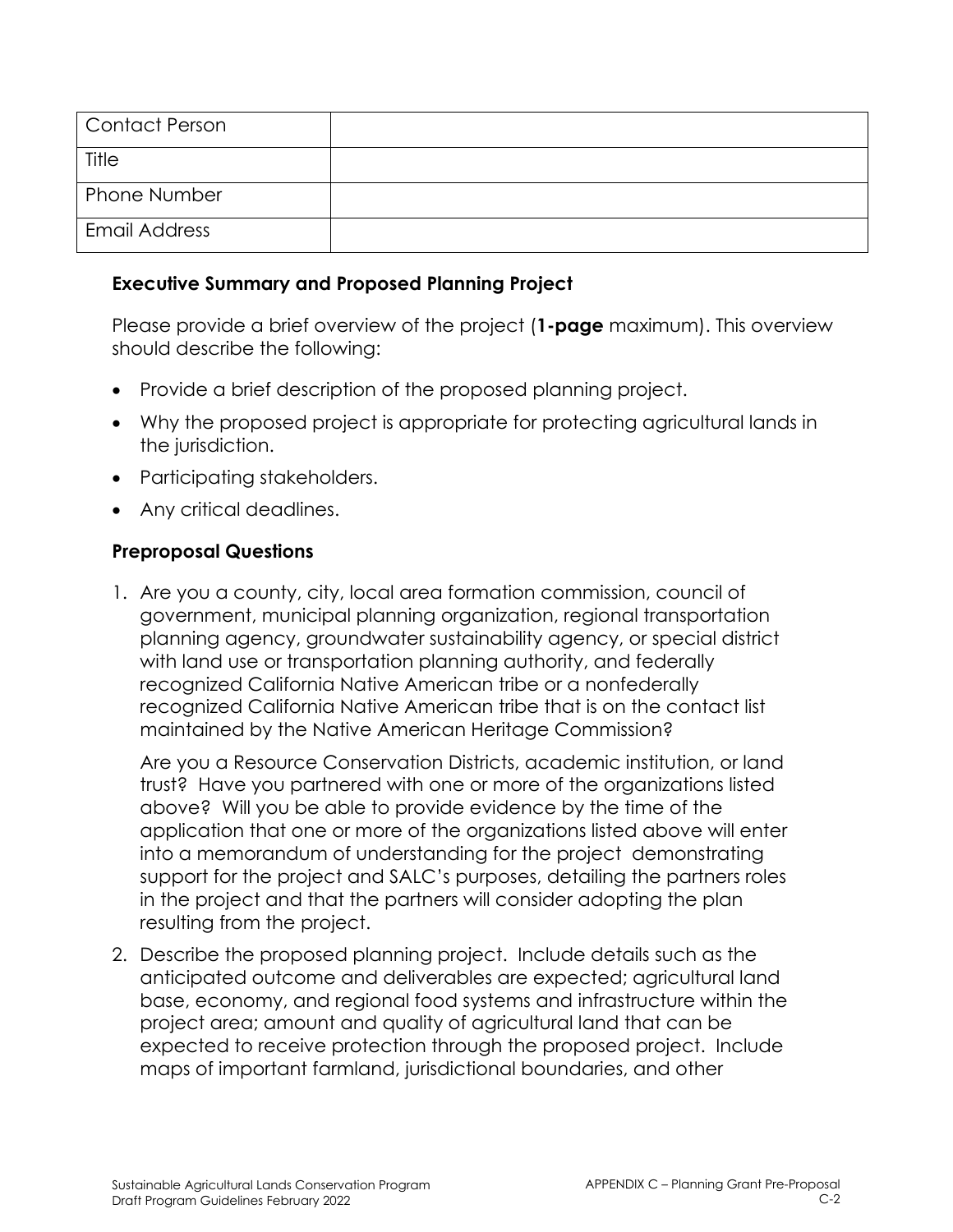| Contact Person | |
| --- | --- |
| Title | |
| Phone Number | |
| Email Address | |

### Executive Summary and Proposed Planning Project

Please provide a brief overview of the project (**1-page** maximum). This overview should describe the following:

- Provide a brief description of the proposed planning project.
- Why the proposed project is appropriate for protecting agricultural lands in the jurisdiction.
- Participating stakeholders.
- Any critical deadlines.

### Preproposal Questions

1. Are you a county, city, local area formation commission, council of government, municipal planning organization, regional transportation planning agency, groundwater sustainability agency, or special district with land use or transportation planning authority, and federally recognized California Native American tribe or a nonfederally recognized California Native American tribe that is on the contact list maintained by the Native American Heritage Commission?

   Are you a Resource Conservation Districts, academic institution, or land trust? Have you partnered with one or more of the organizations listed above? Will you be able to provide evidence by the time of the application that one or more of the organizations listed above will enter into a memorandum of understanding for the project demonstrating support for the project and SALC's purposes, detailing the partners roles in the project and that the partners will consider adopting the plan resulting from the project.

2. Describe the proposed planning project. Include details such as the anticipated outcome and deliverables are expected; agricultural land base, economy, and regional food systems and infrastructure within the project area; amount and quality of agricultural land that can be expected to receive protection through the proposed project. Include maps of important farmland, jurisdictional boundaries, and other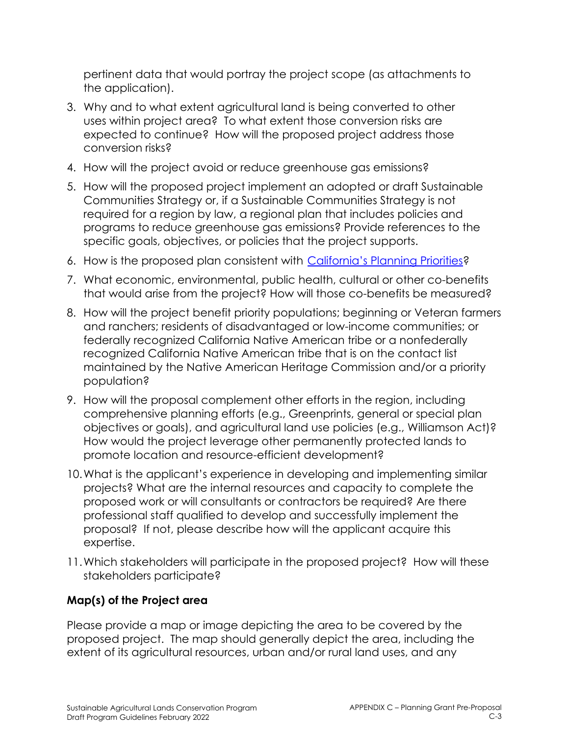pertinent data that would portray the project scope (as attachments to the application).

3. Why and to what extent agricultural land is being converted to other uses within project area? To what extent those conversion risks are expected to continue? How will the proposed project address those conversion risks?
4. How will the project avoid or reduce greenhouse gas emissions?
5. How will the proposed project implement an adopted or draft Sustainable Communities Strategy or, if a Sustainable Communities Strategy is not required for a region by law, a regional plan that includes policies and programs to reduce greenhouse gas emissions? Provide references to the specific goals, objectives, or policies that the project supports.
6. How is the proposed plan consistent with [California's Planning Priorities](#)?
7. What economic, environmental, public health, cultural or other co-benefits that would arise from the project? How will those co-benefits be measured?
8. How will the project benefit priority populations; beginning or Veteran farmers and ranchers; residents of disadvantaged or low-income communities; or federally recognized California Native American tribe or a nonfederally recognized California Native American tribe that is on the contact list maintained by the Native American Heritage Commission and/or a priority population?
9. How will the proposal complement other efforts in the region, including comprehensive planning efforts (e.g., Greenprints, general or special plan objectives or goals), and agricultural land use policies (e.g., Williamson Act)? How would the project leverage other permanently protected lands to promote location and resource-efficient development?
10. What is the applicant's experience in developing and implementing similar projects? What are the internal resources and capacity to complete the proposed work or will consultants or contractors be required? Are there professional staff qualified to develop and successfully implement the proposal? If not, please describe how will the applicant acquire this expertise.
11. Which stakeholders will participate in the proposed project? How will these stakeholders participate?

**Map(s) of the Project area**

Please provide a map or image depicting the area to be covered by the proposed project. The map should generally depict the area, including the extent of its agricultural resources, urban and/or rural land uses, and any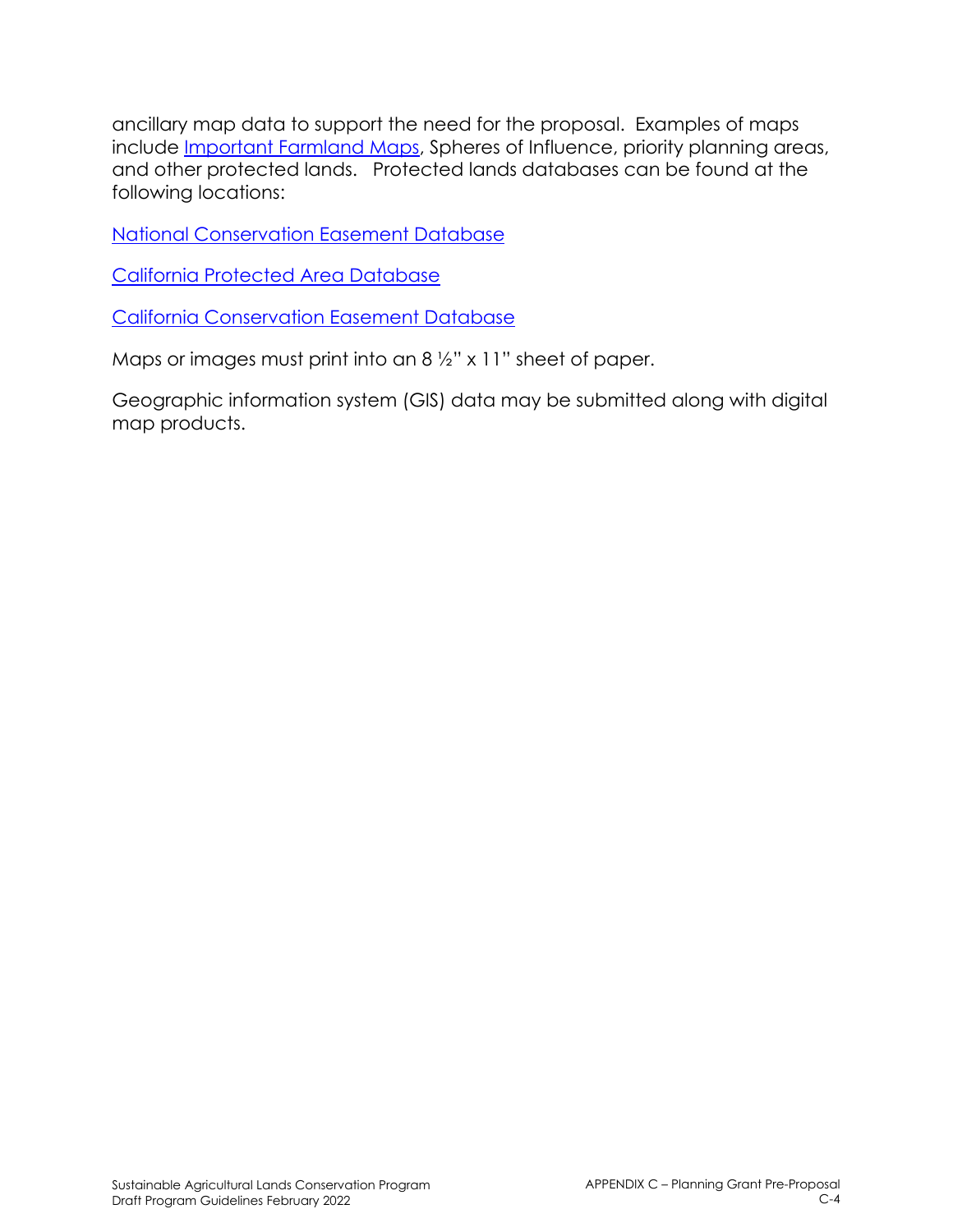ancillary map data to support the need for the proposal. Examples of maps include Important Farmland Maps, Spheres of Influence, priority planning areas, and other protected lands. Protected lands databases can be found at the following locations:

National Conservation Easement Database

California Protected Area Database

California Conservation Easement Database

Maps or images must print into an 8 ½" x 11" sheet of paper.

Geographic information system (GIS) data may be submitted along with digital map products.